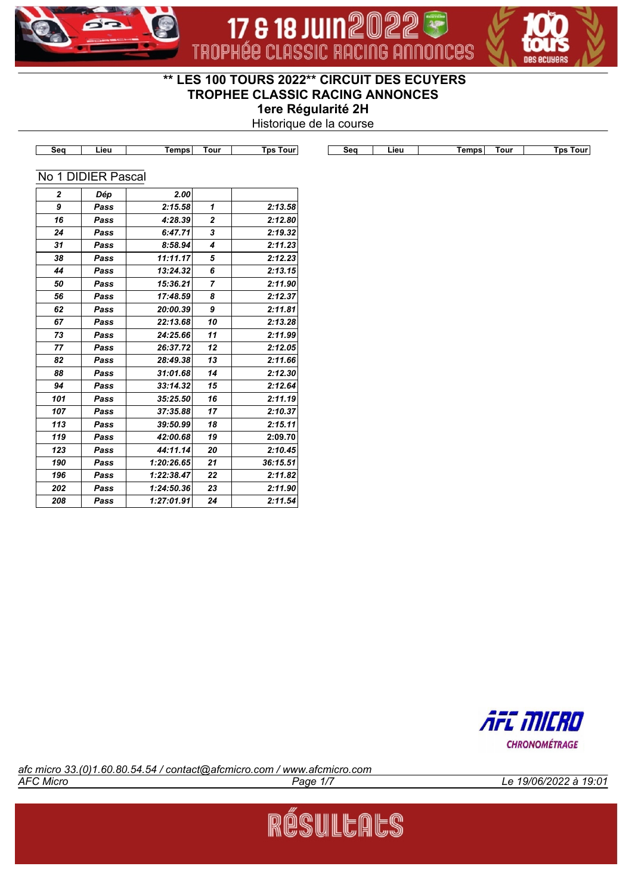17 & 18 JUIN 2022 TROPHÉE CLASSIC RACING ANNONCES

# ** LES 100 TOURS 2022** CIRCUIT DES ECUYERS

## TROPHEE CLASSIC RACING ANNONCES

### 1ere Régularité 2H

Historique de la course

### No 1 DIDIER Pascal

| Seq | Lieu | Temps | Tour | Tps Tour |
|---|---|---|---|---|
| 2 | Dép | 2.00 | | |
| 9 | Pass | 2:15.58 | 1 | 2:13.58 |
| 16 | Pass | 4:28.39 | 2 | 2:12.80 |
| 24 | Pass | 6:47.71 | 3 | 2:19.32 |
| 31 | Pass | 8:58.94 | 4 | 2:11.23 |
| 38 | Pass | 11:11.17 | 5 | 2:12.23 |
| 44 | Pass | 13:24.32 | 6 | 2:13.15 |
| 50 | Pass | 15:36.21 | 7 | 2:11.90 |
| 56 | Pass | 17:48.59 | 8 | 2:12.37 |
| 62 | Pass | 20:00.39 | 9 | 2:11.81 |
| 67 | Pass | 22:13.68 | 10 | 2:13.28 |
| 73 | Pass | 24:25.66 | 11 | 2:11.99 |
| 77 | Pass | 26:37.72 | 12 | 2:12.05 |
| 82 | Pass | 28:49.38 | 13 | 2:11.66 |
| 88 | Pass | 31:01.68 | 14 | 2:12.30 |
| 94 | Pass | 33:14.32 | 15 | 2:12.64 |
| 101 | Pass | 35:25.50 | 16 | 2:11.19 |
| 107 | Pass | 37:35.88 | 17 | 2:10.37 |
| 113 | Pass | 39:50.99 | 18 | 2:15.11 |
| 119 | Pass | 42:00.68 | 19 | 2:09.70 |
| 123 | Pass | 44:11.14 | 20 | 2:10.45 |
| 190 | Pass | 1:20:26.65 | 21 | 36:15.51 |
| 196 | Pass | 1:22:38.47 | 22 | 2:11.82 |
| 202 | Pass | 1:24:50.36 | 23 | 2:11.90 |
| 208 | Pass | 1:27:01.91 | 24 | 2:11.54 |

AFC MICRO CHRONOMÉTRAGE

*afc micro 33.(0)1.60.80.54.54 / contact@afcmicro.com / www.afcmicro.com*

*AFC Micro* — *Le 19/06/2022 à 19:01*

RÉSULTATS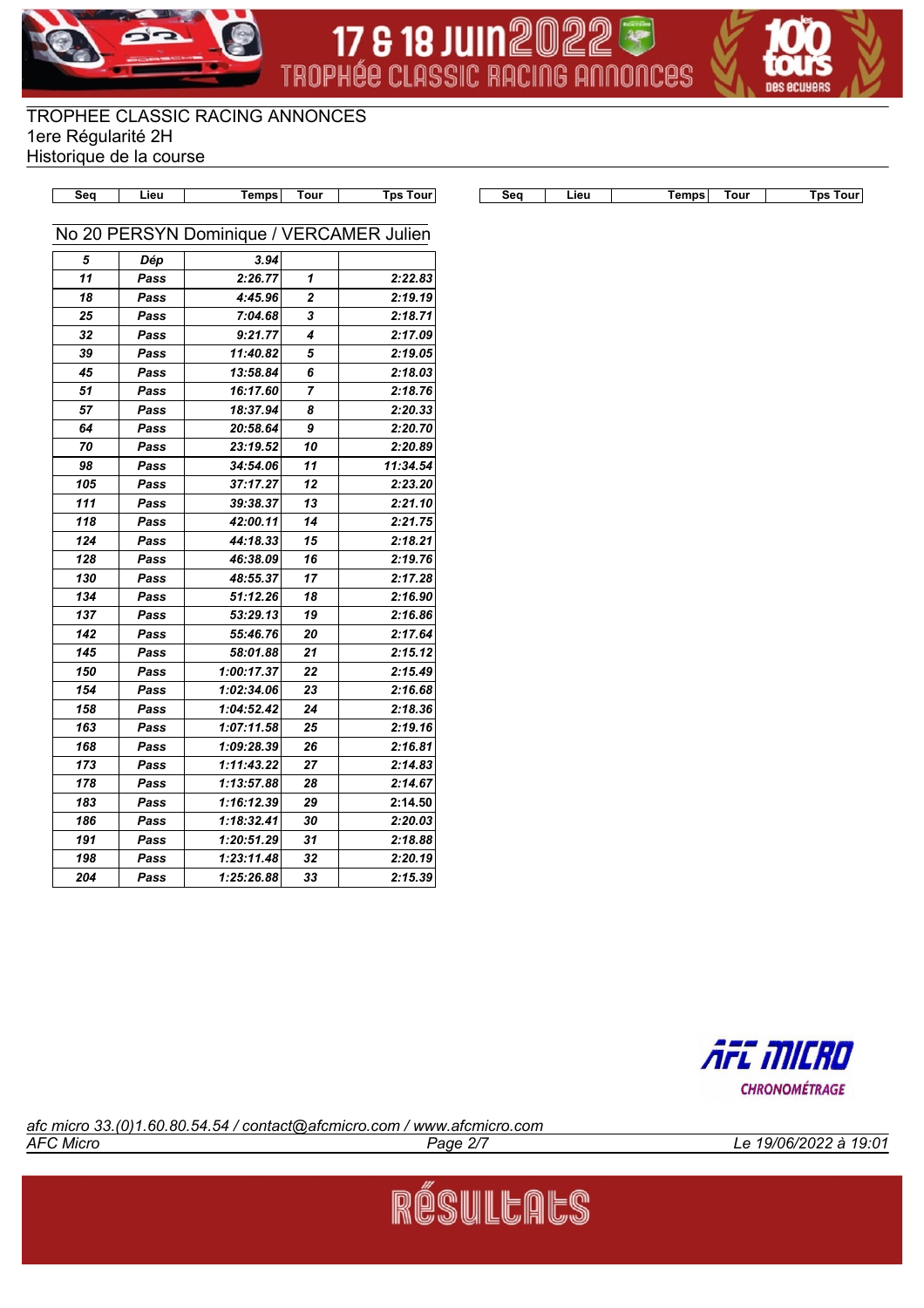TROPHEE CLASSIC RACING ANNONCES
1ere Régularité 2H
Historique de la course

## No 20 PERSYN Dominique / VERCAMER Julien

| Seq | Lieu | Temps | Tour | Tps Tour |
|---|---|---|---|---|
| 5 | Dép | 3.94 | | |
| 11 | Pass | 2:26.77 | 1 | 2:22.83 |
| 18 | Pass | 4:45.96 | 2 | 2:19.19 |
| 25 | Pass | 7:04.68 | 3 | 2:18.71 |
| 32 | Pass | 9:21.77 | 4 | 2:17.09 |
| 39 | Pass | 11:40.82 | 5 | 2:19.05 |
| 45 | Pass | 13:58.84 | 6 | 2:18.03 |
| 51 | Pass | 16:17.60 | 7 | 2:18.76 |
| 57 | Pass | 18:37.94 | 8 | 2:20.33 |
| 64 | Pass | 20:58.64 | 9 | 2:20.70 |
| 70 | Pass | 23:19.52 | 10 | 2:20.89 |
| 98 | Pass | 34:54.06 | 11 | 11:34.54 |
| 105 | Pass | 37:17.27 | 12 | 2:23.20 |
| 111 | Pass | 39:38.37 | 13 | 2:21.10 |
| 118 | Pass | 42:00.11 | 14 | 2:21.75 |
| 124 | Pass | 44:18.33 | 15 | 2:18.21 |
| 128 | Pass | 46:38.09 | 16 | 2:19.76 |
| 130 | Pass | 48:55.37 | 17 | 2:17.28 |
| 134 | Pass | 51:12.26 | 18 | 2:16.90 |
| 137 | Pass | 53:29.13 | 19 | 2:16.86 |
| 142 | Pass | 55:46.76 | 20 | 2:17.64 |
| 145 | Pass | 58:01.88 | 21 | 2:15.12 |
| 150 | Pass | 1:00:17.37 | 22 | 2:15.49 |
| 154 | Pass | 1:02:34.06 | 23 | 2:16.68 |
| 158 | Pass | 1:04:52.42 | 24 | 2:18.36 |
| 163 | Pass | 1:07:11.58 | 25 | 2:19.16 |
| 168 | Pass | 1:09:28.39 | 26 | 2:16.81 |
| 173 | Pass | 1:11:43.22 | 27 | 2:14.83 |
| 178 | Pass | 1:13:57.88 | 28 | 2:14.67 |
| 183 | Pass | 1:16:12.39 | 29 | 2:14.50 |
| 186 | Pass | 1:18:32.41 | 30 | 2:20.03 |
| 191 | Pass | 1:20:51.29 | 31 | 2:18.88 |
| 198 | Pass | 1:23:11.48 | 32 | 2:20.19 |
| 204 | Pass | 1:25:26.88 | 33 | 2:15.39 |

*afc micro 33.(0)1.60.80.54.54 / contact@afcmicro.com / www.afcmicro.com*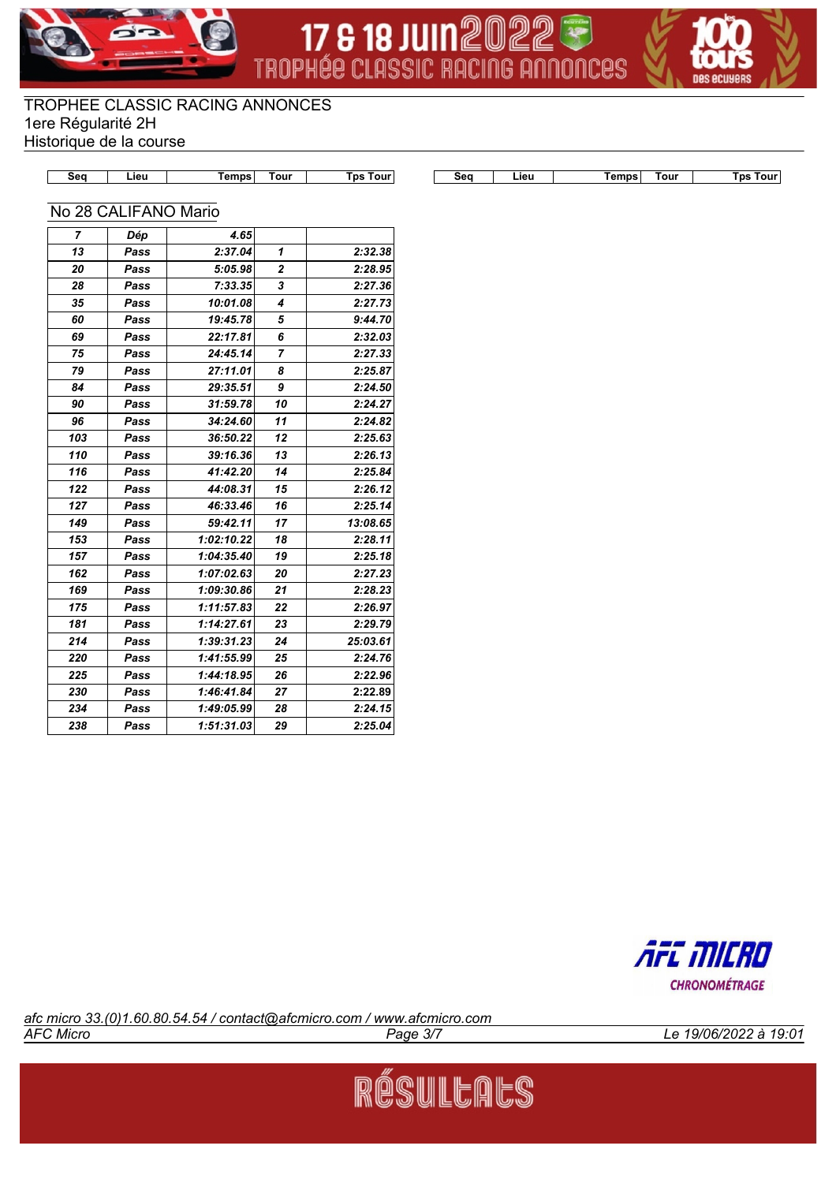TROPHEE CLASSIC RACING ANNONCES
1ere Régularité 2H
Historique de la course

## No 28 CALIFANO Mario

| Seq | Lieu | Temps | Tour | Tps Tour |
|---|---|---|---|---|
| *7* | *Dép* | *4.65* | | |
| *13* | *Pass* | *2:37.04* | *1* | *2:32.38* |
| *20* | *Pass* | *5:05.98* | *2* | *2:28.95* |
| *28* | *Pass* | *7:33.35* | *3* | *2:27.36* |
| *35* | *Pass* | *10:01.08* | *4* | *2:27.73* |
| *60* | *Pass* | *19:45.78* | *5* | *9:44.70* |
| *69* | *Pass* | *22:17.81* | *6* | *2:32.03* |
| *75* | *Pass* | *24:45.14* | *7* | *2:27.33* |
| *79* | *Pass* | *27:11.01* | *8* | *2:25.87* |
| *84* | *Pass* | *29:35.51* | *9* | *2:24.50* |
| *90* | *Pass* | *31:59.78* | *10* | *2:24.27* |
| *96* | *Pass* | *34:24.60* | *11* | *2:24.82* |
| *103* | *Pass* | *36:50.22* | *12* | *2:25.63* |
| *110* | *Pass* | *39:16.36* | *13* | *2:26.13* |
| *116* | *Pass* | *41:42.20* | *14* | *2:25.84* |
| *122* | *Pass* | *44:08.31* | *15* | *2:26.12* |
| *127* | *Pass* | *46:33.46* | *16* | *2:25.14* |
| *149* | *Pass* | *59:42.11* | *17* | *13:08.65* |
| *153* | *Pass* | *1:02:10.22* | *18* | *2:28.11* |
| *157* | *Pass* | *1:04:35.40* | *19* | *2:25.18* |
| *162* | *Pass* | *1:07:02.63* | *20* | *2:27.23* |
| *169* | *Pass* | *1:09:30.86* | *21* | *2:28.23* |
| *175* | *Pass* | *1:11:57.83* | *22* | *2:26.97* |
| *181* | *Pass* | *1:14:27.61* | *23* | *2:29.79* |
| *214* | *Pass* | *1:39:31.23* | *24* | *25:03.61* |
| *220* | *Pass* | *1:41:55.99* | *25* | *2:24.76* |
| *225* | *Pass* | *1:44:18.95* | *26* | *2:22.96* |
| *230* | *Pass* | *1:46:41.84* | *27* | *2:22.89* |
| *234* | *Pass* | *1:49:05.99* | *28* | *2:24.15* |
| *238* | *Pass* | *1:51:31.03* | *29* | *2:25.04* |

*afc micro 33.(0)1.60.80.54.54 / contact@afcmicro.com / www.afcmicro.com*

AFC Micro — Le 19/06/2022 à 19:01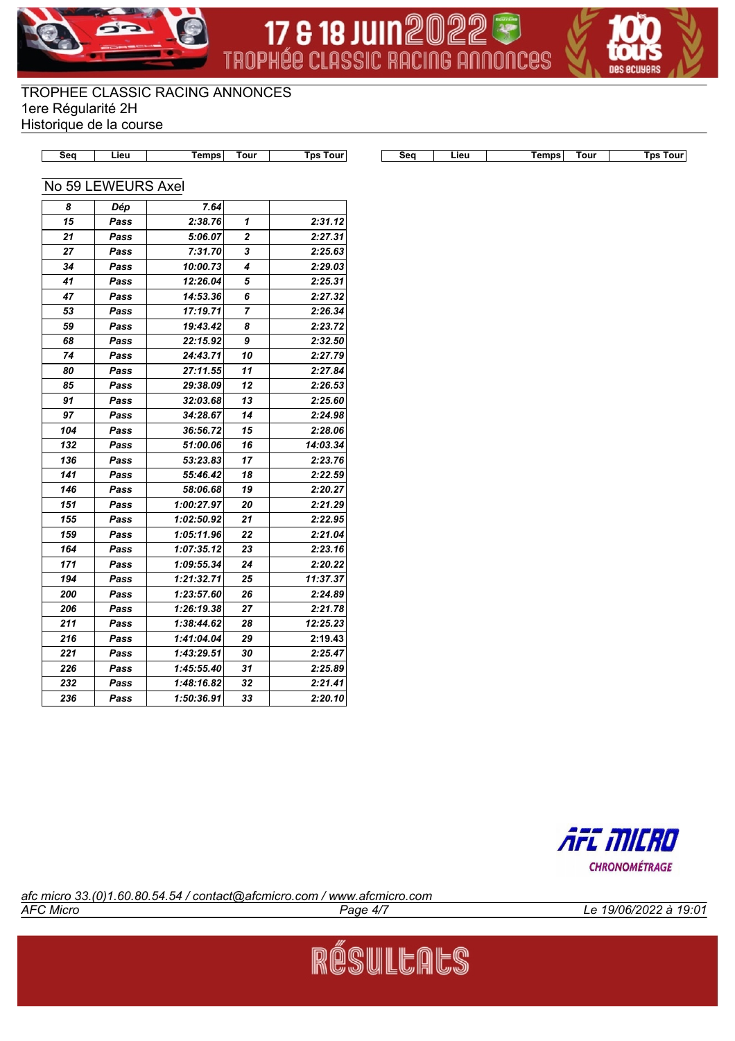TROPHEE CLASSIC RACING ANNONCES
1ere Régularité 2H
Historique de la course

## No 59 LEWEURS Axel

| Seq | Lieu | Temps | Tour | Tps Tour |
|---|---|---|---|---|
| 8 | Dép | 7.64 | | |
| 15 | Pass | 2:38.76 | 1 | 2:31.12 |
| 21 | Pass | 5:06.07 | 2 | 2:27.31 |
| 27 | Pass | 7:31.70 | 3 | 2:25.63 |
| 34 | Pass | 10:00.73 | 4 | 2:29.03 |
| 41 | Pass | 12:26.04 | 5 | 2:25.31 |
| 47 | Pass | 14:53.36 | 6 | 2:27.32 |
| 53 | Pass | 17:19.71 | 7 | 2:26.34 |
| 59 | Pass | 19:43.42 | 8 | 2:23.72 |
| 68 | Pass | 22:15.92 | 9 | 2:32.50 |
| 74 | Pass | 24:43.71 | 10 | 2:27.79 |
| 80 | Pass | 27:11.55 | 11 | 2:27.84 |
| 85 | Pass | 29:38.09 | 12 | 2:26.53 |
| 91 | Pass | 32:03.68 | 13 | 2:25.60 |
| 97 | Pass | 34:28.67 | 14 | 2:24.98 |
| 104 | Pass | 36:56.72 | 15 | 2:28.06 |
| 132 | Pass | 51:00.06 | 16 | 14:03.34 |
| 136 | Pass | 53:23.83 | 17 | 2:23.76 |
| 141 | Pass | 55:46.42 | 18 | 2:22.59 |
| 146 | Pass | 58:06.68 | 19 | 2:20.27 |
| 151 | Pass | 1:00:27.97 | 20 | 2:21.29 |
| 155 | Pass | 1:02:50.92 | 21 | 2:22.95 |
| 159 | Pass | 1:05:11.96 | 22 | 2:21.04 |
| 164 | Pass | 1:07:35.12 | 23 | 2:23.16 |
| 171 | Pass | 1:09:55.34 | 24 | 2:20.22 |
| 194 | Pass | 1:21:32.71 | 25 | 11:37.37 |
| 200 | Pass | 1:23:57.60 | 26 | 2:24.89 |
| 206 | Pass | 1:26:19.38 | 27 | 2:21.78 |
| 211 | Pass | 1:38:44.62 | 28 | 12:25.23 |
| 216 | Pass | 1:41:04.04 | 29 | 2:19.43 |
| 221 | Pass | 1:43:29.51 | 30 | 2:25.47 |
| 226 | Pass | 1:45:55.40 | 31 | 2:25.89 |
| 232 | Pass | 1:48:16.82 | 32 | 2:21.41 |
| 236 | Pass | 1:50:36.91 | 33 | 2:20.10 |

afc micro 33.(0)1.60.80.54.54 / contact@afcmicro.com / www.afcmicro.com
AFC Micro — Le 19/06/2022 à 19:01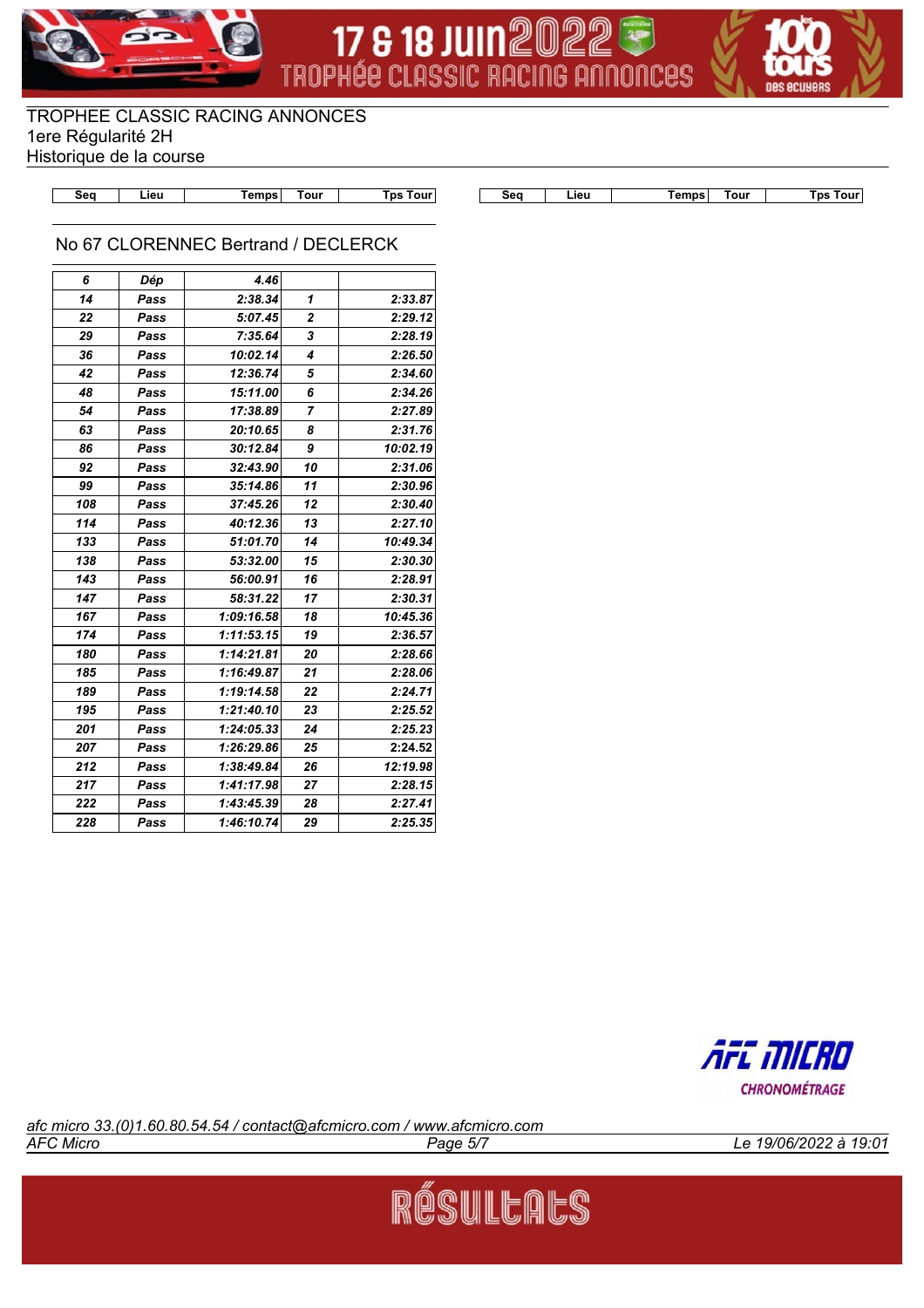TROPHEE CLASSIC RACING ANNONCES
1ere Régularité 2H
Historique de la course

## No 67 CLORENNEC Bertrand / DECLERCK

| Seq | Lieu | Temps | Tour | Tps Tour |
|---|---|---|---|---|
| 6 | Dép | 4.46 | | |
| 14 | Pass | 2:38.34 | 1 | 2:33.87 |
| 22 | Pass | 5:07.45 | 2 | 2:29.12 |
| 29 | Pass | 7:35.64 | 3 | 2:28.19 |
| 36 | Pass | 10:02.14 | 4 | 2:26.50 |
| 42 | Pass | 12:36.74 | 5 | 2:34.60 |
| 48 | Pass | 15:11.00 | 6 | 2:34.26 |
| 54 | Pass | 17:38.89 | 7 | 2:27.89 |
| 63 | Pass | 20:10.65 | 8 | 2:31.76 |
| 86 | Pass | 30:12.84 | 9 | 10:02.19 |
| 92 | Pass | 32:43.90 | 10 | 2:31.06 |
| 99 | Pass | 35:14.86 | 11 | 2:30.96 |
| 108 | Pass | 37:45.26 | 12 | 2:30.40 |
| 114 | Pass | 40:12.36 | 13 | 2:27.10 |
| 133 | Pass | 51:01.70 | 14 | 10:49.34 |
| 138 | Pass | 53:32.00 | 15 | 2:30.30 |
| 143 | Pass | 56:00.91 | 16 | 2:28.91 |
| 147 | Pass | 58:31.22 | 17 | 2:30.31 |
| 167 | Pass | 1:09:16.58 | 18 | 10:45.36 |
| 174 | Pass | 1:11:53.15 | 19 | 2:36.57 |
| 180 | Pass | 1:14:21.81 | 20 | 2:28.66 |
| 185 | Pass | 1:16:49.87 | 21 | 2:28.06 |
| 189 | Pass | 1:19:14.58 | 22 | 2:24.71 |
| 195 | Pass | 1:21:40.10 | 23 | 2:25.52 |
| 201 | Pass | 1:24:05.33 | 24 | 2:25.23 |
| 207 | Pass | 1:26:29.86 | 25 | 2:24.52 |
| 212 | Pass | 1:38:49.84 | 26 | 12:19.98 |
| 217 | Pass | 1:41:17.98 | 27 | 2:28.15 |
| 222 | Pass | 1:43:45.39 | 28 | 2:27.41 |
| 228 | Pass | 1:46:10.74 | 29 | 2:25.35 |

afc micro 33.(0)1.60.80.54.54 / contact@afcmicro.com / www.afcmicro.com
AFC Micro — Le 19/06/2022 à 19:01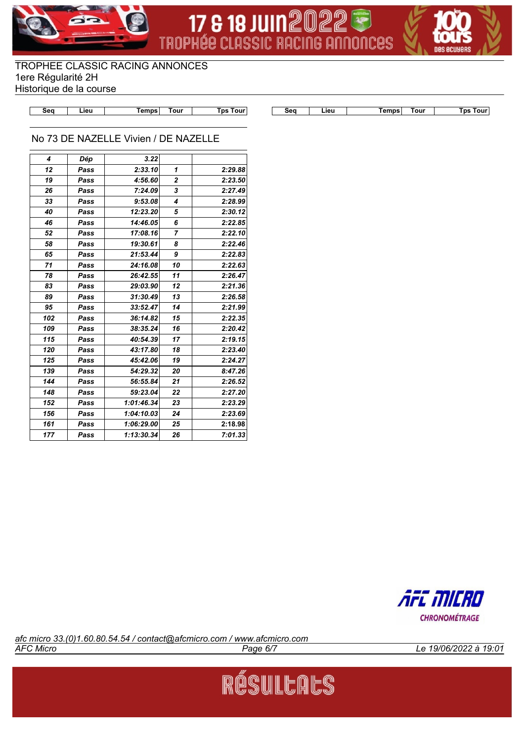TROPHEE CLASSIC RACING ANNONCES
1ere Régularité 2H
Historique de la course

## No 73 DE NAZELLE Vivien / DE NAZELLE

| Seq | Lieu | Temps | Tour | Tps Tour |
|---|---|---|---|---|
| *4* | *Dép* | *3.22* | | |
| *12* | *Pass* | *2:33.10* | *1* | *2:29.88* |
| *19* | *Pass* | *4:56.60* | *2* | *2:23.50* |
| *26* | *Pass* | *7:24.09* | *3* | *2:27.49* |
| *33* | *Pass* | *9:53.08* | *4* | *2:28.99* |
| *40* | *Pass* | *12:23.20* | *5* | *2:30.12* |
| *46* | *Pass* | *14:46.05* | *6* | *2:22.85* |
| *52* | *Pass* | *17:08.16* | *7* | *2:22.10* |
| *58* | *Pass* | *19:30.61* | *8* | *2:22.46* |
| *65* | *Pass* | *21:53.44* | *9* | *2:22.83* |
| *71* | *Pass* | *24:16.08* | *10* | *2:22.63* |
| *78* | *Pass* | *26:42.55* | *11* | *2:26.47* |
| *83* | *Pass* | *29:03.90* | *12* | *2:21.36* |
| *89* | *Pass* | *31:30.49* | *13* | *2:26.58* |
| *95* | *Pass* | *33:52.47* | *14* | *2:21.99* |
| *102* | *Pass* | *36:14.82* | *15* | *2:22.35* |
| *109* | *Pass* | *38:35.24* | *16* | *2:20.42* |
| *115* | *Pass* | *40:54.39* | *17* | *2:19.15* |
| *120* | *Pass* | *43:17.80* | *18* | *2:23.40* |
| *125* | *Pass* | *45:42.06* | *19* | *2:24.27* |
| *139* | *Pass* | *54:29.32* | *20* | *8:47.26* |
| *144* | *Pass* | *56:55.84* | *21* | *2:26.52* |
| *148* | *Pass* | *59:23.04* | *22* | *2:27.20* |
| *152* | *Pass* | *1:01:46.34* | *23* | *2:23.29* |
| *156* | *Pass* | *1:04:10.03* | *24* | *2:23.69* |
| *161* | *Pass* | *1:06:29.00* | *25* | *2:18.98* |
| *177* | *Pass* | *1:13:30.34* | *26* | *7:01.33* |

*afc micro 33.(0)1.60.80.54.54 / contact@afcmicro.com / www.afcmicro.com*

*AFC Micro* — *Le 19/06/2022 à 19:01*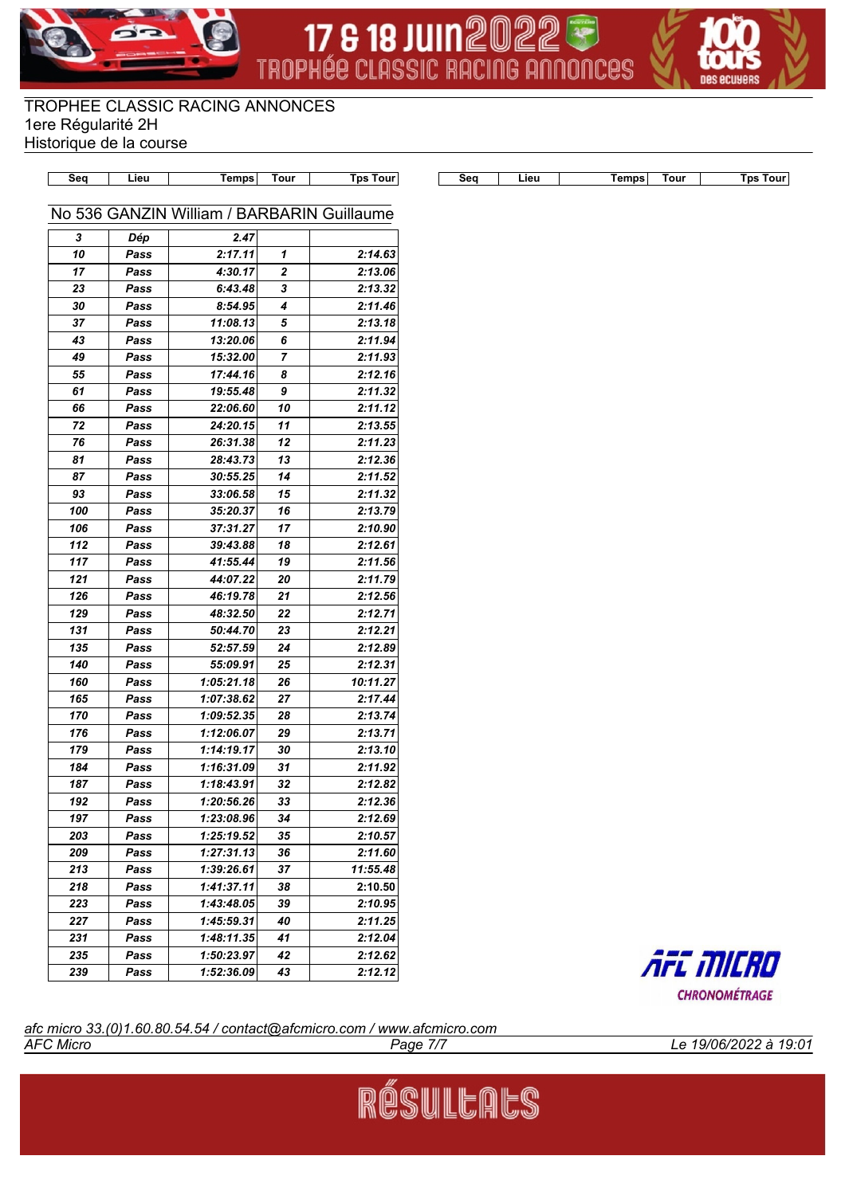TROPHEE CLASSIC RACING ANNONCES
1ere Régularité 2H
Historique de la course

## No 536 GANZIN William / BARBARIN Guillaume

| Seq | Lieu | Temps | Tour | Tps Tour |
|---|---|---|---|---|
| 3 | Dép | 2.47 | | |
| 10 | Pass | 2:17.11 | 1 | 2:14.63 |
| 17 | Pass | 4:30.17 | 2 | 2:13.06 |
| 23 | Pass | 6:43.48 | 3 | 2:13.32 |
| 30 | Pass | 8:54.95 | 4 | 2:11.46 |
| 37 | Pass | 11:08.13 | 5 | 2:13.18 |
| 43 | Pass | 13:20.06 | 6 | 2:11.94 |
| 49 | Pass | 15:32.00 | 7 | 2:11.93 |
| 55 | Pass | 17:44.16 | 8 | 2:12.16 |
| 61 | Pass | 19:55.48 | 9 | 2:11.32 |
| 66 | Pass | 22:06.60 | 10 | 2:11.12 |
| 72 | Pass | 24:20.15 | 11 | 2:13.55 |
| 76 | Pass | 26:31.38 | 12 | 2:11.23 |
| 81 | Pass | 28:43.73 | 13 | 2:12.36 |
| 87 | Pass | 30:55.25 | 14 | 2:11.52 |
| 93 | Pass | 33:06.58 | 15 | 2:11.32 |
| 100 | Pass | 35:20.37 | 16 | 2:13.79 |
| 106 | Pass | 37:31.27 | 17 | 2:10.90 |
| 112 | Pass | 39:43.88 | 18 | 2:12.61 |
| 117 | Pass | 41:55.44 | 19 | 2:11.56 |
| 121 | Pass | 44:07.22 | 20 | 2:11.79 |
| 126 | Pass | 46:19.78 | 21 | 2:12.56 |
| 129 | Pass | 48:32.50 | 22 | 2:12.71 |
| 131 | Pass | 50:44.70 | 23 | 2:12.21 |
| 135 | Pass | 52:57.59 | 24 | 2:12.89 |
| 140 | Pass | 55:09.91 | 25 | 2:12.31 |
| 160 | Pass | 1:05:21.18 | 26 | 10:11.27 |
| 165 | Pass | 1:07:38.62 | 27 | 2:17.44 |
| 170 | Pass | 1:09:52.35 | 28 | 2:13.74 |
| 176 | Pass | 1:12:06.07 | 29 | 2:13.71 |
| 179 | Pass | 1:14:19.17 | 30 | 2:13.10 |
| 184 | Pass | 1:16:31.09 | 31 | 2:11.92 |
| 187 | Pass | 1:18:43.91 | 32 | 2:12.82 |
| 192 | Pass | 1:20:56.26 | 33 | 2:12.36 |
| 197 | Pass | 1:23:08.96 | 34 | 2:12.69 |
| 203 | Pass | 1:25:19.52 | 35 | 2:10.57 |
| 209 | Pass | 1:27:31.13 | 36 | 2:11.60 |
| 213 | Pass | 1:39:26.61 | 37 | 11:55.48 |
| 218 | Pass | 1:41:37.11 | 38 | 2:10.50 |
| 223 | Pass | 1:43:48.05 | 39 | 2:10.95 |
| 227 | Pass | 1:45:59.31 | 40 | 2:11.25 |
| 231 | Pass | 1:48:11.35 | 41 | 2:12.04 |
| 235 | Pass | 1:50:23.97 | 42 | 2:12.62 |
| 239 | Pass | 1:52:36.09 | 43 | 2:12.12 |

afc micro 33.(0)1.60.80.54.54 / contact@afcmicro.com / www.afcmicro.com
AFC Micro — Le 19/06/2022 à 19:01